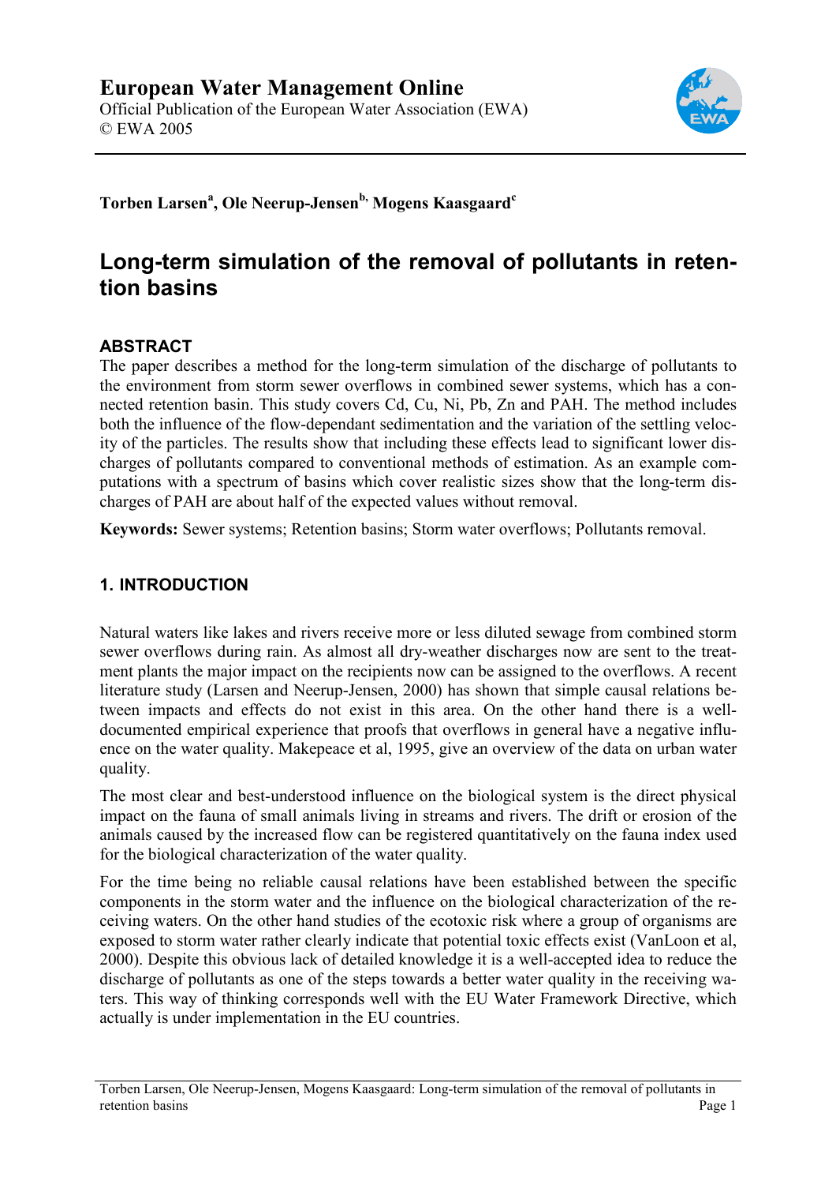# European Water Management Online

Official Publication of the European Water Association (EWA)
© EWA 2005

**Torben Larsen[a], Ole Neerup-Jensen[b], Mogens Kaasgaard[c]**

## Long-term simulation of the removal of pollutants in retention basins

### ABSTRACT

The paper describes a method for the long-term simulation of the discharge of pollutants to the environment from storm sewer overflows in combined sewer systems, which has a connected retention basin. This study covers Cd, Cu, Ni, Pb, Zn and PAH. The method includes both the influence of the flow-dependant sedimentation and the variation of the settling velocity of the particles. The results show that including these effects lead to significant lower discharges of pollutants compared to conventional methods of estimation. As an example computations with a spectrum of basins which cover realistic sizes show that the long-term discharges of PAH are about half of the expected values without removal.

**Keywords:** Sewer systems; Retention basins; Storm water overflows; Pollutants removal.

### 1. INTRODUCTION

Natural waters like lakes and rivers receive more or less diluted sewage from combined storm sewer overflows during rain. As almost all dry-weather discharges now are sent to the treatment plants the major impact on the recipients now can be assigned to the overflows. A recent literature study (Larsen and Neerup-Jensen, 2000) has shown that simple causal relations between impacts and effects do not exist in this area. On the other hand there is a well-documented empirical experience that proofs that overflows in general have a negative influence on the water quality. Makepeace et al, 1995, give an overview of the data on urban water quality.

The most clear and best-understood influence on the biological system is the direct physical impact on the fauna of small animals living in streams and rivers. The drift or erosion of the animals caused by the increased flow can be registered quantitatively on the fauna index used for the biological characterization of the water quality.

For the time being no reliable causal relations have been established between the specific components in the storm water and the influence on the biological characterization of the receiving waters. On the other hand studies of the ecotoxic risk where a group of organisms are exposed to storm water rather clearly indicate that potential toxic effects exist (VanLoon et al, 2000). Despite this obvious lack of detailed knowledge it is a well-accepted idea to reduce the discharge of pollutants as one of the steps towards a better water quality in the receiving waters. This way of thinking corresponds well with the EU Water Framework Directive, which actually is under implementation in the EU countries.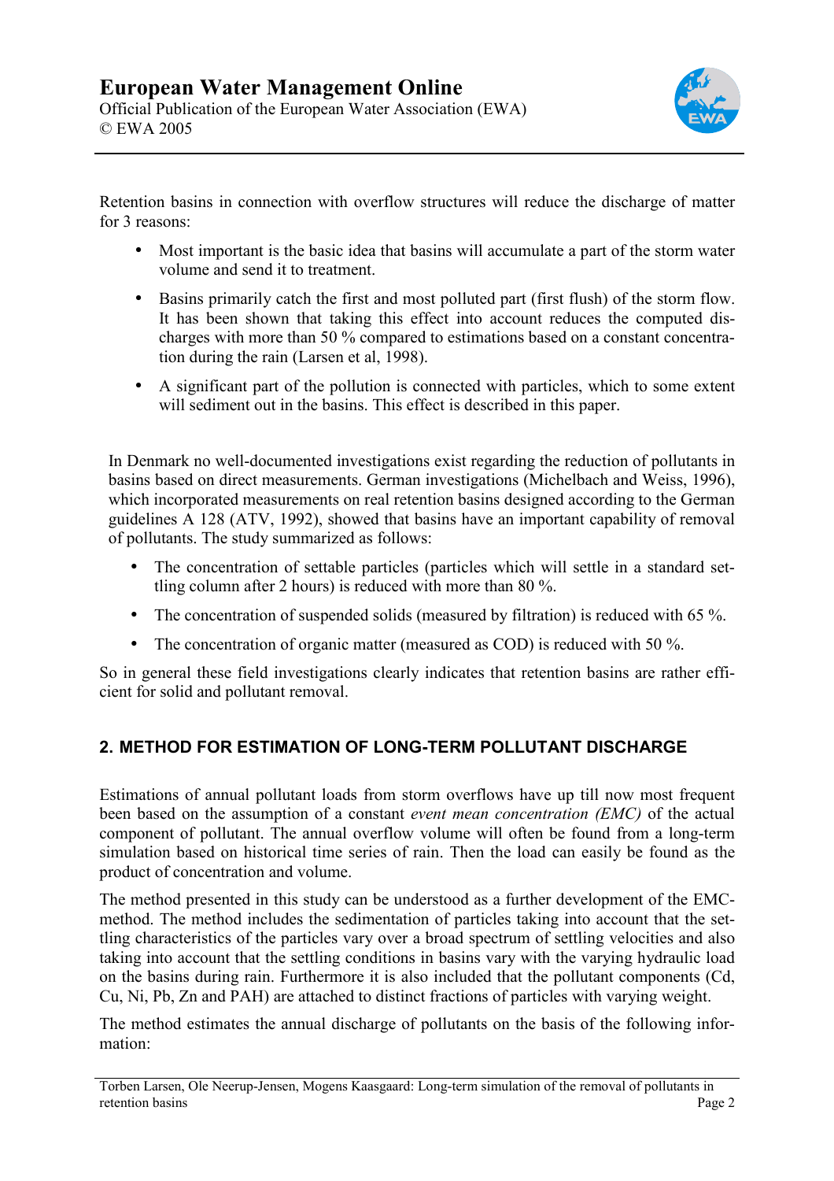Retention basins in connection with overflow structures will reduce the discharge of matter for 3 reasons:

- Most important is the basic idea that basins will accumulate a part of the storm water volume and send it to treatment.
- Basins primarily catch the first and most polluted part (first flush) of the storm flow. It has been shown that taking this effect into account reduces the computed discharges with more than 50 % compared to estimations based on a constant concentration during the rain (Larsen et al, 1998).
- A significant part of the pollution is connected with particles, which to some extent will sediment out in the basins. This effect is described in this paper.

In Denmark no well-documented investigations exist regarding the reduction of pollutants in basins based on direct measurements. German investigations (Michelbach and Weiss, 1996), which incorporated measurements on real retention basins designed according to the German guidelines A 128 (ATV, 1992), showed that basins have an important capability of removal of pollutants. The study summarized as follows:

- The concentration of settable particles (particles which will settle in a standard settling column after 2 hours) is reduced with more than 80 %.
- The concentration of suspended solids (measured by filtration) is reduced with 65 %.
- The concentration of organic matter (measured as COD) is reduced with 50 %.

So in general these field investigations clearly indicates that retention basins are rather efficient for solid and pollutant removal.

## 2. METHOD FOR ESTIMATION OF LONG-TERM POLLUTANT DISCHARGE

Estimations of annual pollutant loads from storm overflows have up till now most frequent been based on the assumption of a constant *event mean concentration (EMC)* of the actual component of pollutant. The annual overflow volume will often be found from a long-term simulation based on historical time series of rain. Then the load can easily be found as the product of concentration and volume.

The method presented in this study can be understood as a further development of the EMC-method. The method includes the sedimentation of particles taking into account that the settling characteristics of the particles vary over a broad spectrum of settling velocities and also taking into account that the settling conditions in basins vary with the varying hydraulic load on the basins during rain. Furthermore it is also included that the pollutant components (Cd, Cu, Ni, Pb, Zn and PAH) are attached to distinct fractions of particles with varying weight.

The method estimates the annual discharge of pollutants on the basis of the following information: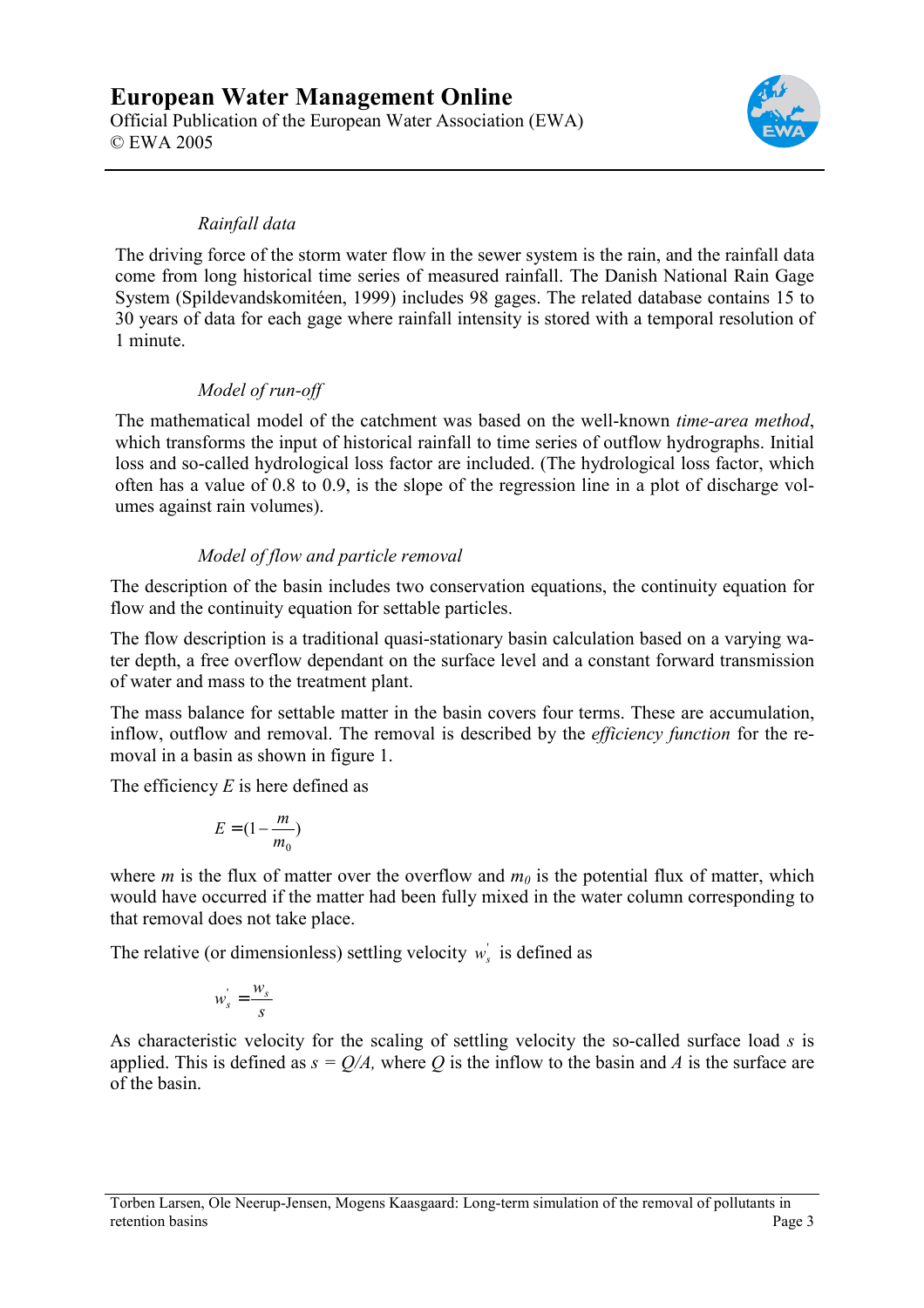### *Rainfall data*

The driving force of the storm water flow in the sewer system is the rain, and the rainfall data come from long historical time series of measured rainfall. The Danish National Rain Gage System (Spildevandskomitéen, 1999) includes 98 gages. The related database contains 15 to 30 years of data for each gage where rainfall intensity is stored with a temporal resolution of 1 minute.

### *Model of run-off*

The mathematical model of the catchment was based on the well-known *time-area method*, which transforms the input of historical rainfall to time series of outflow hydrographs. Initial loss and so-called hydrological loss factor are included. (The hydrological loss factor, which often has a value of 0.8 to 0.9, is the slope of the regression line in a plot of discharge volumes against rain volumes).

### *Model of flow and particle removal*

The description of the basin includes two conservation equations, the continuity equation for flow and the continuity equation for settable particles.

The flow description is a traditional quasi-stationary basin calculation based on a varying water depth, a free overflow dependant on the surface level and a constant forward transmission of water and mass to the treatment plant.

The mass balance for settable matter in the basin covers four terms. These are accumulation, inflow, outflow and removal. The removal is described by the *efficiency function* for the removal in a basin as shown in figure 1.

The efficiency $E$ is here defined as

$$E = (1 - \frac{m}{m_0})$$

where $m$ is the flux of matter over the overflow and $m_0$ is the potential flux of matter, which would have occurred if the matter had been fully mixed in the water column corresponding to that removal does not take place.

The relative (or dimensionless) settling velocity $w_s^{'}$ is defined as

$$w_s^{'} = \frac{w_s}{s}$$

As characteristic velocity for the scaling of settling velocity the so-called surface load $s$ is applied. This is defined as $s = Q/A$, where $Q$ is the inflow to the basin and $A$ is the surface are of the basin.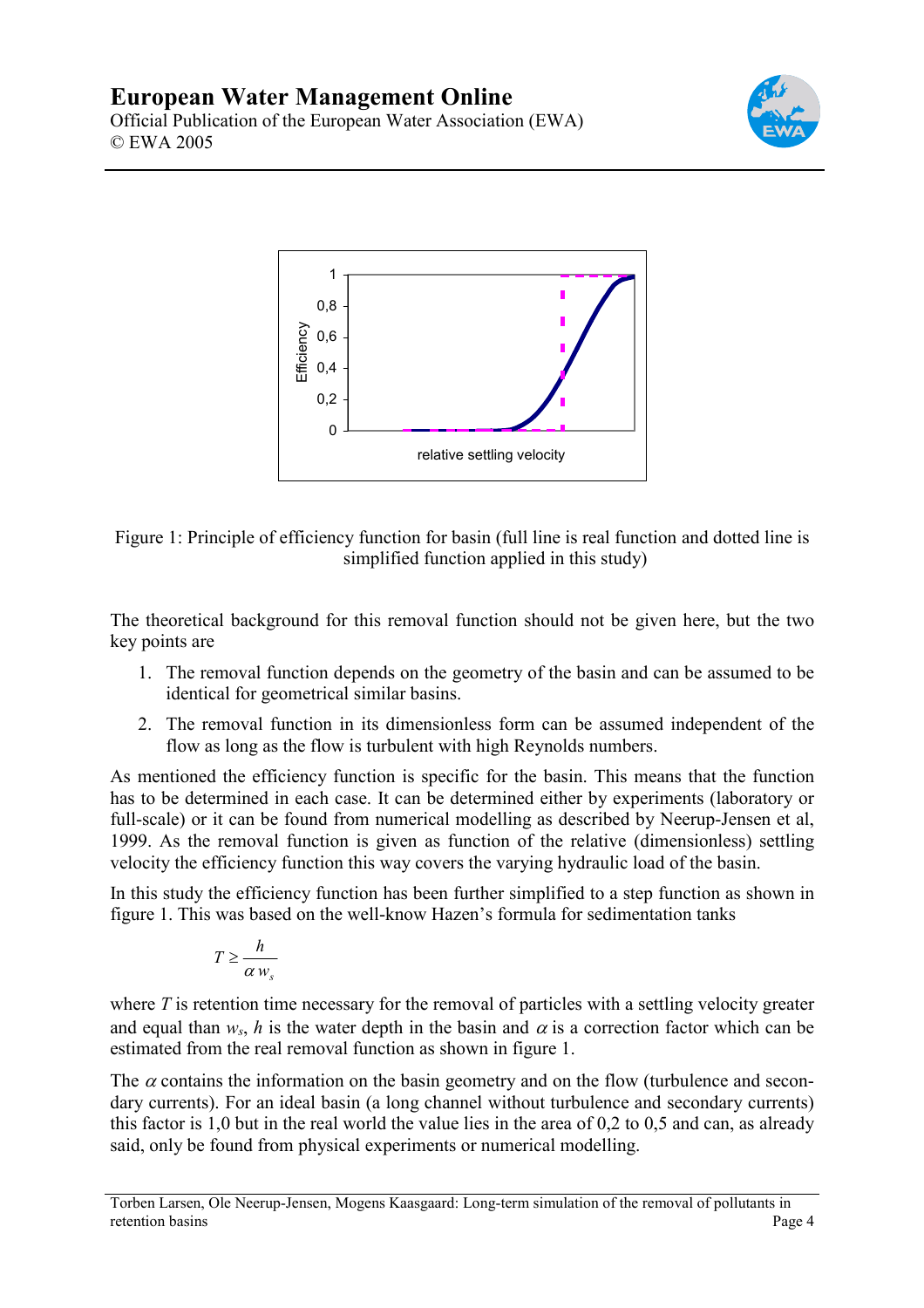Figure 1: Principle of efficiency function for basin (full line is real function and dotted line is simplified function applied in this study)

The theoretical background for this removal function should not be given here, but the two key points are

1. The removal function depends on the geometry of the basin and can be assumed to be identical for geometrical similar basins.
2. The removal function in its dimensionless form can be assumed independent of the flow as long as the flow is turbulent with high Reynolds numbers.

As mentioned the efficiency function is specific for the basin. This means that the function has to be determined in each case. It can be determined either by experiments (laboratory or full-scale) or it can be found from numerical modelling as described by Neerup-Jensen et al, 1999. As the removal function is given as function of the relative (dimensionless) settling velocity the efficiency function this way covers the varying hydraulic load of the basin.

In this study the efficiency function has been further simplified to a step function as shown in figure 1. This was based on the well-know Hazen's formula for sedimentation tanks

$$T \geq \frac{h}{\alpha \, w_s}$$

where $T$ is retention time necessary for the removal of particles with a settling velocity greater and equal than $w_s$, $h$ is the water depth in the basin and $\alpha$ is a correction factor which can be estimated from the real removal function as shown in figure 1.

The $\alpha$ contains the information on the basin geometry and on the flow (turbulence and secondary currents). For an ideal basin (a long channel without turbulence and secondary currents) this factor is 1,0 but in the real world the value lies in the area of 0,2 to 0,5 and can, as already said, only be found from physical experiments or numerical modelling.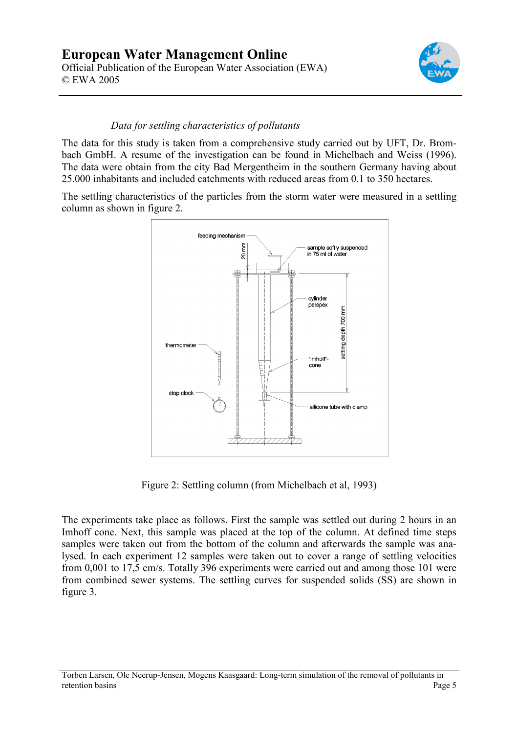*Data for settling characteristics of pollutants*

The data for this study is taken from a comprehensive study carried out by UFT, Dr. Brombach GmbH. A resume of the investigation can be found in Michelbach and Weiss (1996). The data were obtain from the city Bad Mergentheim in the southern Germany having about 25.000 inhabitants and included catchments with reduced areas from 0.1 to 350 hectares.

The settling characteristics of the particles from the storm water were measured in a settling column as shown in figure 2.

Figure 2: Settling column (from Michelbach et al, 1993)

The experiments take place as follows. First the sample was settled out during 2 hours in an Imhoff cone. Next, this sample was placed at the top of the column. At defined time steps samples were taken out from the bottom of the column and afterwards the sample was analysed. In each experiment 12 samples were taken out to cover a range of settling velocities from 0,001 to 17,5 cm/s. Totally 396 experiments were carried out and among those 101 were from combined sewer systems. The settling curves for suspended solids (SS) are shown in figure 3.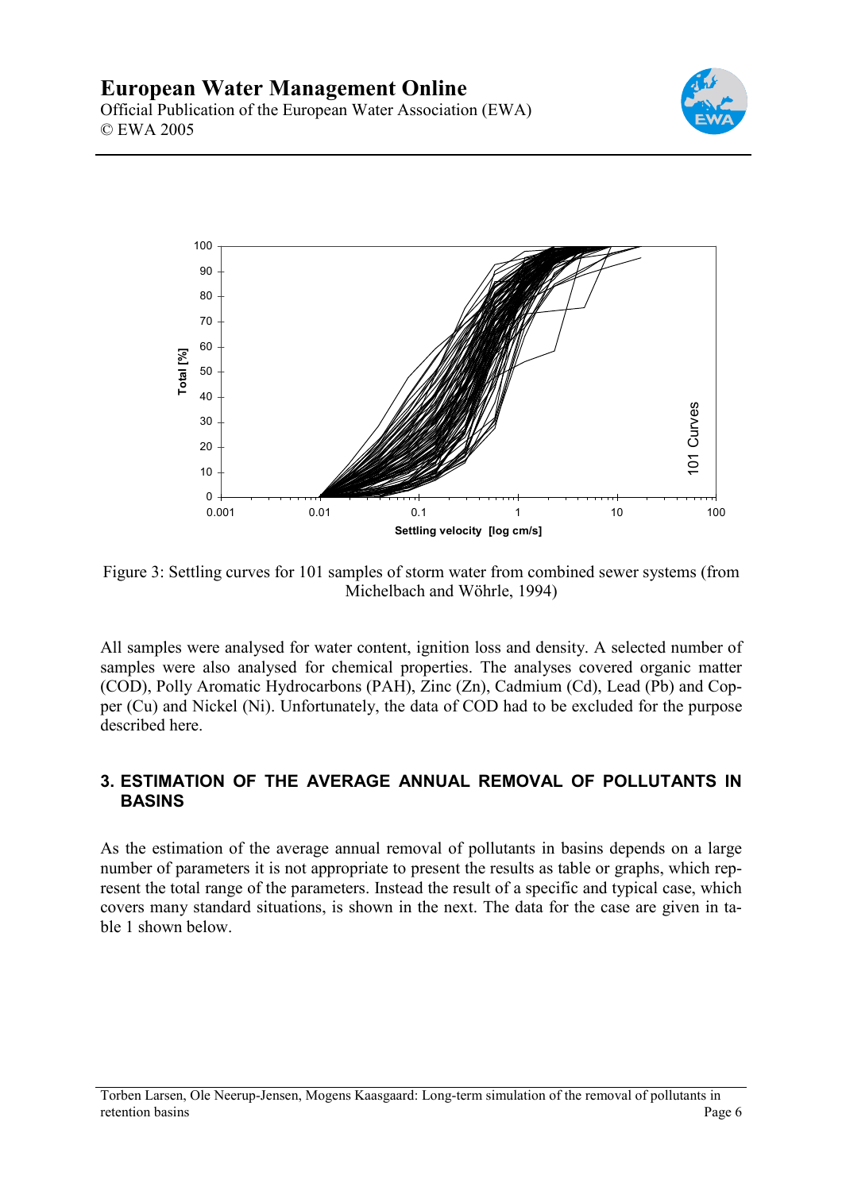Figure 3: Settling curves for 101 samples of storm water from combined sewer systems (from Michelbach and Wöhrle, 1994)

All samples were analysed for water content, ignition loss and density. A selected number of samples were also analysed for chemical properties. The analyses covered organic matter (COD), Polly Aromatic Hydrocarbons (PAH), Zinc (Zn), Cadmium (Cd), Lead (Pb) and Copper (Cu) and Nickel (Ni). Unfortunately, the data of COD had to be excluded for the purpose described here.

## 3. ESTIMATION OF THE AVERAGE ANNUAL REMOVAL OF POLLUTANTS IN BASINS

As the estimation of the average annual removal of pollutants in basins depends on a large number of parameters it is not appropriate to present the results as table or graphs, which represent the total range of the parameters. Instead the result of a specific and typical case, which covers many standard situations, is shown in the next. The data for the case are given in table 1 shown below.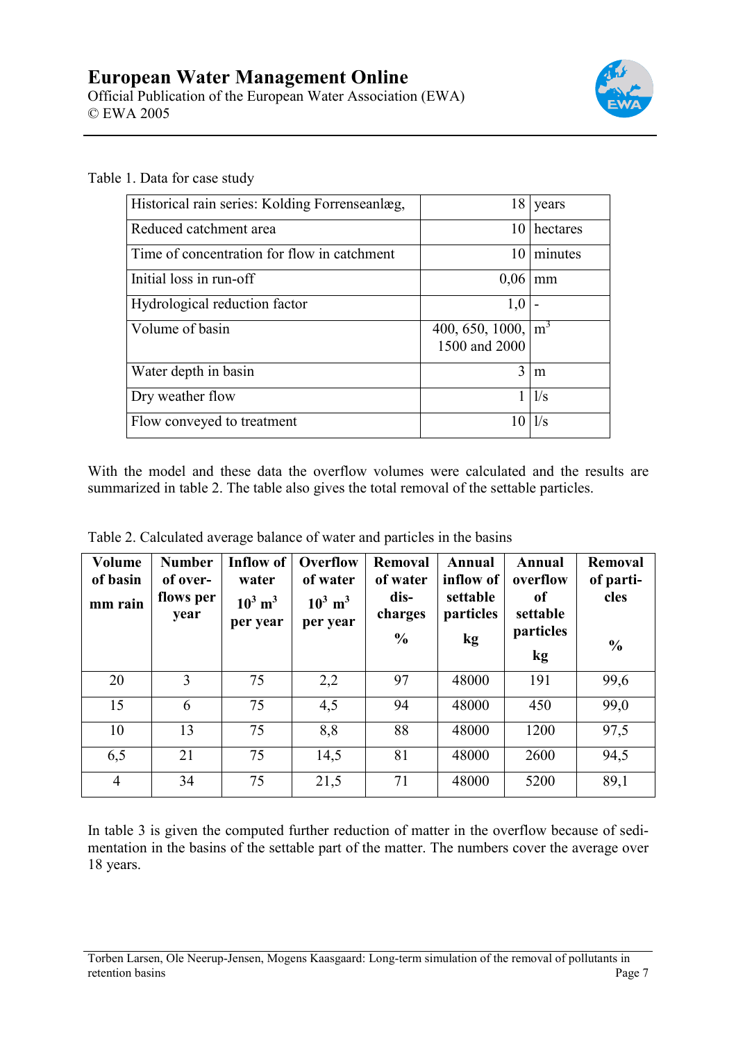Table 1. Data for case study

| Historical rain series: Kolding Forrenseanlæg, | 18 | years |
|---|---|---|
| Reduced catchment area | 10 | hectares |
| Time of concentration for flow in catchment | 10 | minutes |
| Initial loss in run-off | 0,06 | mm |
| Hydrological reduction factor | 1,0 | - |
| Volume of basin | 400, 650, 1000, 1500 and 2000 | $m^3$ |
| Water depth in basin | 3 | m |
| Dry weather flow | 1 | l/s |
| Flow conveyed to treatment | 10 | l/s |

With the model and these data the overflow volumes were calculated and the results are summarized in table 2. The table also gives the total removal of the settable particles.

Table 2. Calculated average balance of water and particles in the basins

| Volume of basin mm rain | Number of over-flows per year | Inflow of water $10^3$ $m^3$ per year | Overflow of water $10^3$ $m^3$ per year | Removal of water dis-charges % | Annual inflow of settable particles kg | Annual overflow of settable particles kg | Removal of parti-cles % |
|---|---|---|---|---|---|---|---|
| 20 | 3 | 75 | 2,2 | 97 | 48000 | 191 | 99,6 |
| 15 | 6 | 75 | 4,5 | 94 | 48000 | 450 | 99,0 |
| 10 | 13 | 75 | 8,8 | 88 | 48000 | 1200 | 97,5 |
| 6,5 | 21 | 75 | 14,5 | 81 | 48000 | 2600 | 94,5 |
| 4 | 34 | 75 | 21,5 | 71 | 48000 | 5200 | 89,1 |

In table 3 is given the computed further reduction of matter in the overflow because of sedimentation in the basins of the settable part of the matter. The numbers cover the average over 18 years.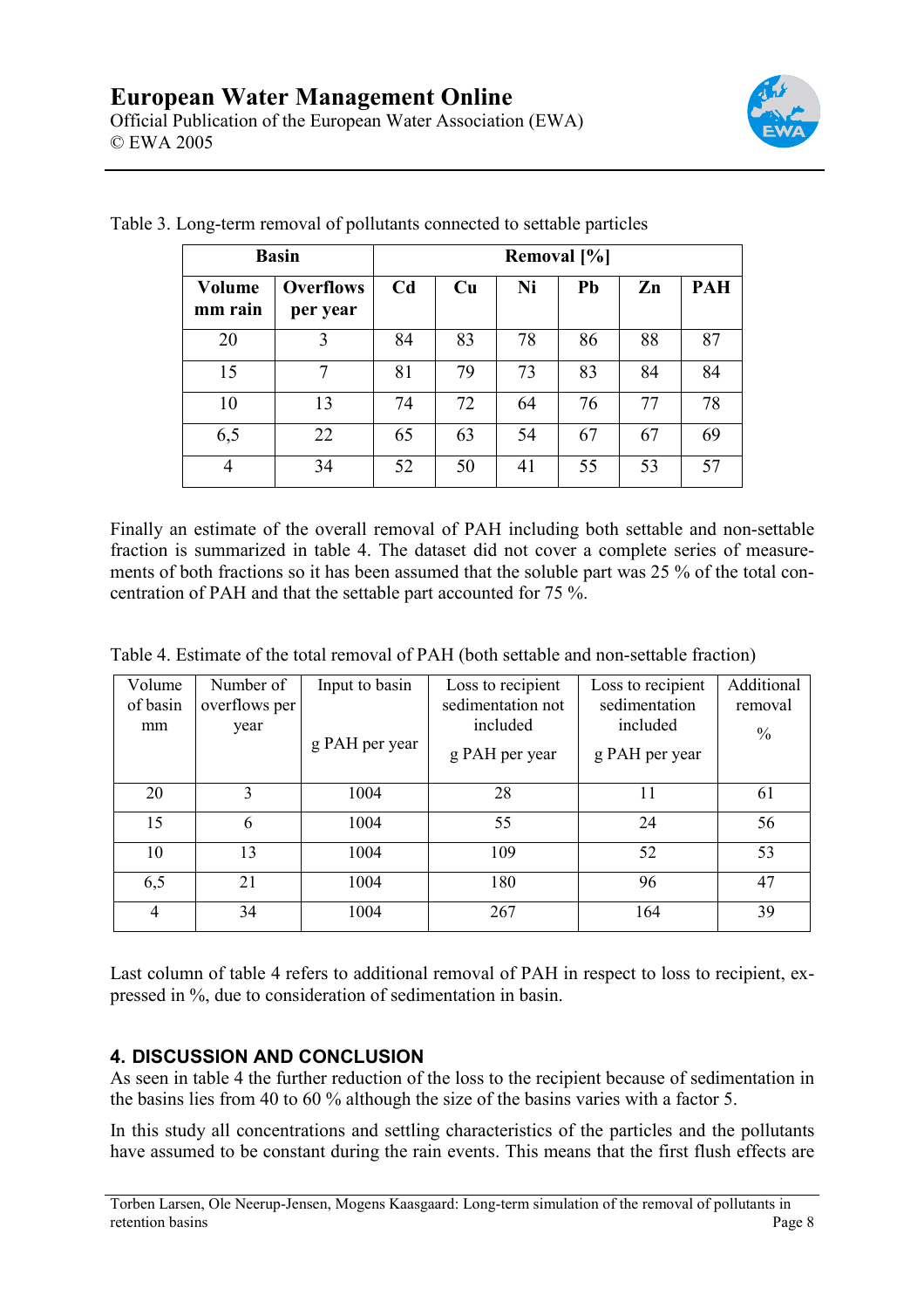Table 3. Long-term removal of pollutants connected to settable particles

| Basin | | Removal [%] | | | | | |
|---|---|---|---|---|---|---|---|
| **Volume mm rain** | **Overflows per year** | **Cd** | **Cu** | **Ni** | **Pb** | **Zn** | **PAH** |
| 20 | 3 | 84 | 83 | 78 | 86 | 88 | 87 |
| 15 | 7 | 81 | 79 | 73 | 83 | 84 | 84 |
| 10 | 13 | 74 | 72 | 64 | 76 | 77 | 78 |
| 6,5 | 22 | 65 | 63 | 54 | 67 | 67 | 69 |
| 4 | 34 | 52 | 50 | 41 | 55 | 53 | 57 |

Finally an estimate of the overall removal of PAH including both settable and non-settable fraction is summarized in table 4. The dataset did not cover a complete series of measurements of both fractions so it has been assumed that the soluble part was 25 % of the total concentration of PAH and that the settable part accounted for 75 %.

Table 4. Estimate of the total removal of PAH (both settable and non-settable fraction)

| Volume of basin mm | Number of overflows per year | Input to basin g PAH per year | Loss to recipient sedimentation not included g PAH per year | Loss to recipient sedimentation included g PAH per year | Additional removal % |
|---|---|---|---|---|---|
| 20 | 3 | 1004 | 28 | 11 | 61 |
| 15 | 6 | 1004 | 55 | 24 | 56 |
| 10 | 13 | 1004 | 109 | 52 | 53 |
| 6,5 | 21 | 1004 | 180 | 96 | 47 |
| 4 | 34 | 1004 | 267 | 164 | 39 |

Last column of table 4 refers to additional removal of PAH in respect to loss to recipient, expressed in %, due to consideration of sedimentation in basin.

## 4. DISCUSSION AND CONCLUSION

As seen in table 4 the further reduction of the loss to the recipient because of sedimentation in the basins lies from 40 to 60 % although the size of the basins varies with a factor 5.

In this study all concentrations and settling characteristics of the particles and the pollutants have assumed to be constant during the rain events. This means that the first flush effects are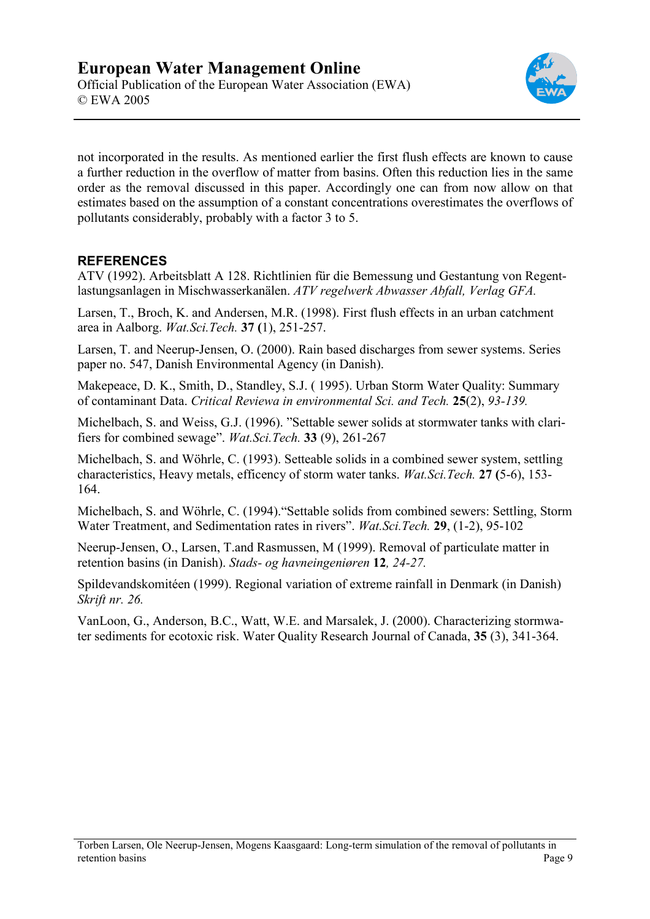not incorporated in the results. As mentioned earlier the first flush effects are known to cause a further reduction in the overflow of matter from basins. Often this reduction lies in the same order as the removal discussed in this paper. Accordingly one can from now allow on that estimates based on the assumption of a constant concentrations overestimates the overflows of pollutants considerably, probably with a factor 3 to 5.

## REFERENCES

ATV (1992). Arbeitsblatt A 128. Richtlinien für die Bemessung und Gestantung von Regentlastungsanlagen in Mischwasserkanälen. *ATV regelwerk Abwasser Abfall, Verlag GFA.*

Larsen, T., Broch, K. and Andersen, M.R. (1998). First flush effects in an urban catchment area in Aalborg. *Wat.Sci.Tech.* **37 (**1), 251-257.

Larsen, T. and Neerup-Jensen, O. (2000). Rain based discharges from sewer systems. Series paper no. 547, Danish Environmental Agency (in Danish).

Makepeace, D. K., Smith, D., Standley, S.J. ( 1995). Urban Storm Water Quality: Summary of contaminant Data. *Critical Reviewa in environmental Sci. and Tech.* **25**(2), *93-139.*

Michelbach, S. and Weiss, G.J. (1996). "Settable sewer solids at stormwater tanks with clarifiers for combined sewage". *Wat.Sci.Tech.* **33** (9), 261-267

Michelbach, S. and Wöhrle, C. (1993). Setteable solids in a combined sewer system, settling characteristics, Heavy metals, efficency of storm water tanks. *Wat.Sci.Tech.* **27 (**5-6), 153-164.

Michelbach, S. and Wöhrle, C. (1994)."Settable solids from combined sewers: Settling, Storm Water Treatment, and Sedimentation rates in rivers". *Wat.Sci.Tech.* **29**, (1-2), 95-102

Neerup-Jensen, O., Larsen, T.and Rasmussen, M (1999). Removal of particulate matter in retention basins (in Danish). *Stads- og havneingeniøren* **12***, 24-27.*

Spildevandskomitéen (1999). Regional variation of extreme rainfall in Denmark (in Danish) *Skrift nr. 26.*

VanLoon, G., Anderson, B.C., Watt, W.E. and Marsalek, J. (2000). Characterizing stormwater sediments for ecotoxic risk. Water Quality Research Journal of Canada, **35** (3), 341-364.